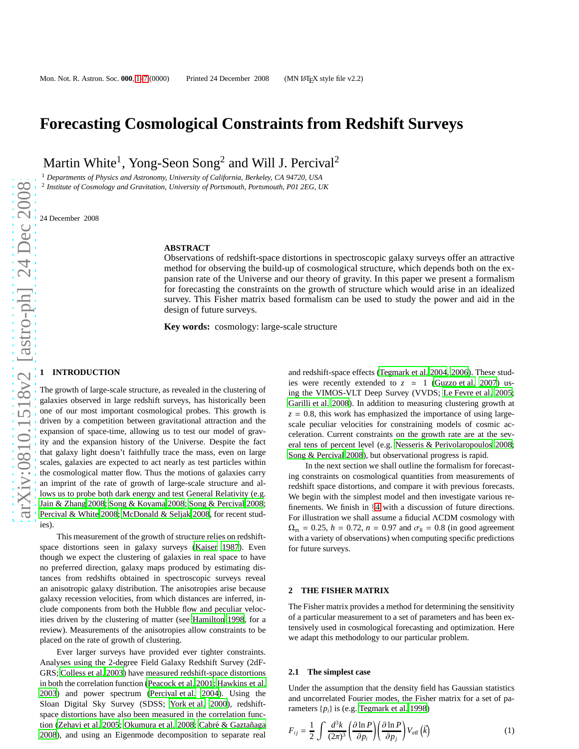# Forecasting Cosmological Constraints from Redshift Surveys

Martin White[1], Yong-Seon Song[2] and Will J. Percival[2]

[1] *Departments of Physics and Astronomy, University of California, Berkeley, CA 94720, USA*
[2] *Institute of Cosmology and Gravitation, University of Portsmouth, Portsmouth, P01 2EG, UK*

24 December 2008

## ABSTRACT

Observations of redshift-space distortions in spectroscopic galaxy surveys offer an attractive method for observing the build-up of cosmological structure, which depends both on the expansion rate of the Universe and our theory of gravity. In this paper we present a formalism for forecasting the constraints on the growth of structure which would arise in an idealized survey. This Fisher matrix based formalism can be used to study the power and aid in the design of future surveys.

**Key words:** cosmology: large-scale structure

## 1 INTRODUCTION

The growth of large-scale structure, as revealed in the clustering of galaxies observed in large redshift surveys, has historically been one of our most important cosmological probes. This growth is driven by a competition between gravitational attraction and the expansion of space-time, allowing us to test our model of gravity and the expansion history of the Universe. Despite the fact that galaxy light doesn't faithfully trace the mass, even on large scales, galaxies are expected to act nearly as test particles within the cosmological matter flow. Thus the motions of galaxies carry an imprint of the rate of growth of large-scale structure and allows us to probe both dark energy and test General Relativity (e.g. Jain & Zhang 2008; Song & Koyama 2008; Song & Percival 2008; Percival & White 2008; McDonald & Seljak 2008, for recent studies).

This measurement of the growth of structure relies on redshift-space distortions seen in galaxy surveys (Kaiser 1987). Even though we expect the clustering of galaxies in real space to have no preferred direction, galaxy maps produced by estimating distances from redshifts obtained in spectroscopic surveys reveal an anisotropic galaxy distribution. The anisotropies arise because galaxy recession velocities, from which distances are inferred, include components from both the Hubble flow and peculiar velocities driven by the clustering of matter (see Hamilton 1998, for a review). Measurements of the anisotropies allow constraints to be placed on the rate of growth of clustering.

Ever larger surveys have provided ever tighter constraints. Analyses using the 2-degree Field Galaxy Redshift Survey (2dFGRS; Colless et al. 2003) have measured redshift-space distortions in both the correlation function (Peacock et al. 2001; Hawkins et al. 2003) and power spectrum (Percival et al. 2004). Using the Sloan Digital Sky Survey (SDSS; York et al. 2000), redshift-space distortions have also been measured in the correlation function (Zehavi et al. 2005; Okumura et al. 2008; Cabré & Gaztañaga 2008), and using an Eigenmode decomposition to separate real and redshift-space effects (Tegmark et al. 2004, 2006). These studies were recently extended to $z \simeq 1$ (Guzzo et al. 2007) using the VIMOS-VLT Deep Survey (VVDS; Le Fevre et al. 2005; Garilli et al. 2008). In addition to measuring clustering growth at $z = 0.8$, this work has emphasized the importance of using large-scale peculiar velocities for constraining models of cosmic acceleration. Current constraints on the growth rate are at the several tens of percent level (e.g. Nesseris & Perivolaropoulos 2008; Song & Percival 2008), but observational progress is rapid.

In the next section we shall outline the formalism for forecasting constraints on cosmological quantities from measurements of redshift space distortions, and compare it with previous forecasts. We begin with the simplest model and then investigate various refinements. We finish in §4 with a discussion of future directions. For illustration we shall assume a fiducial ΛCDM cosmology with $\Omega_m = 0.25$, $h = 0.72$, $n = 0.97$ and $\sigma_8 = 0.8$ (in good agreement with a variety of observations) when computing specific predictions for future surveys.

## 2 THE FISHER MATRIX

The Fisher matrix provides a method for determining the sensitivity of a particular measurement to a set of parameters and has been extensively used in cosmological forecasting and optimization. Here we adapt this methodology to our particular problem.

### 2.1 The simplest case

Under the assumption that the density field has Gaussian statistics and uncorrelated Fourier modes, the Fisher matrix for a set of parameters $\{p_i\}$ is (e.g. Tegmark et al. 1998)

$$F_{ij} = \frac{1}{2}\int \frac{d^3k}{(2\pi)^3}\left(\frac{\partial \ln P}{\partial p_i}\right)\left(\frac{\partial \ln P}{\partial p_j}\right)V_{\rm eff}\left(\vec{k}\right) \qquad (1)$$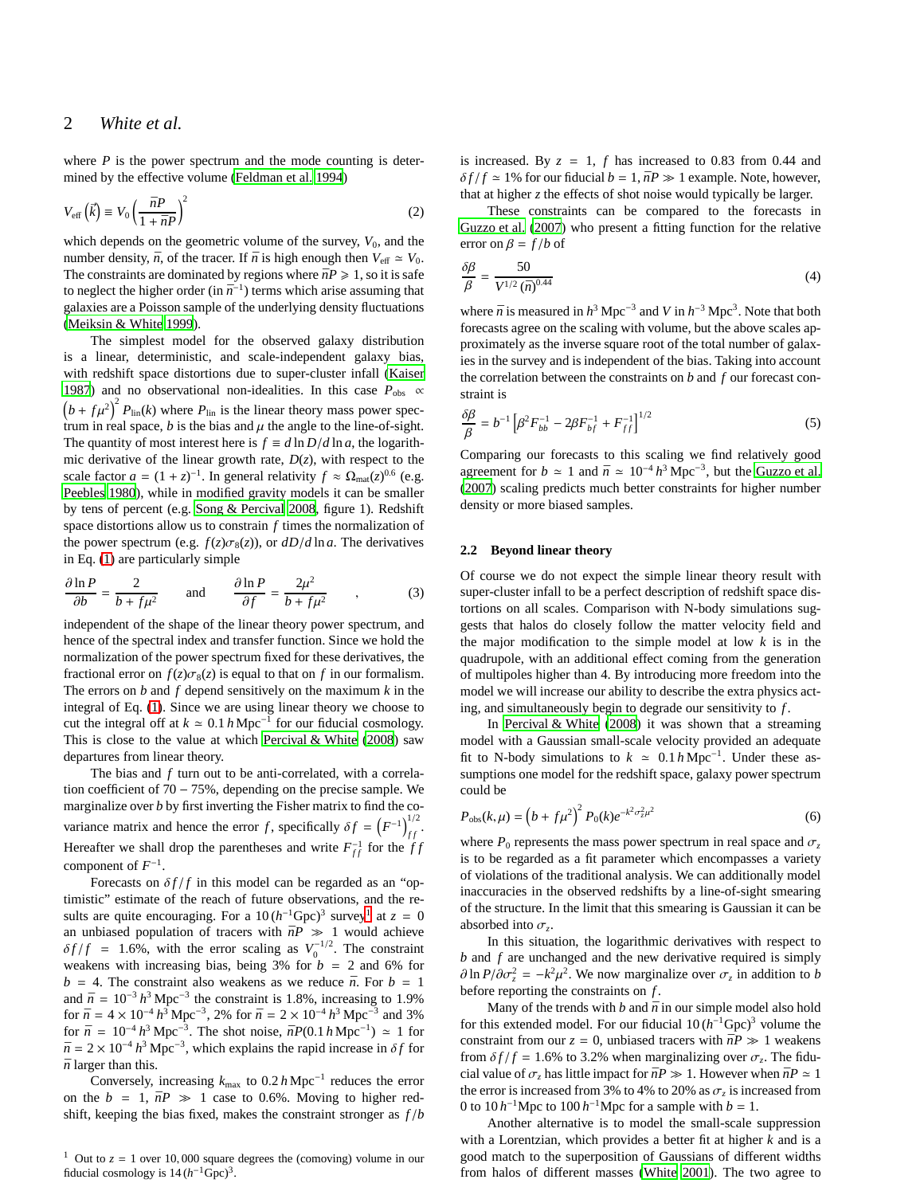where $P$ is the power spectrum and the mode counting is determined by the effective volume (Feldman et al. 1994)

$$V_{\rm eff}\left(\vec{k}\right) \equiv V_0 \left(\frac{\bar{n}P}{1+\bar{n}P}\right)^2 \tag{2}$$

which depends on the geometric volume of the survey, $V_0$, and the number density, $\bar{n}$, of the tracer. If $\bar{n}$ is high enough then $V_{\rm eff} \simeq V_0$. The constraints are dominated by regions where $\bar{n}P \geqslant 1$, so it is safe to neglect the higher order (in $\bar{n}^{-1}$) terms which arise assuming that galaxies are a Poisson sample of the underlying density fluctuations (Meiksin & White 1999).

The simplest model for the observed galaxy distribution is a linear, deterministic, and scale-independent galaxy bias, with redshift space distortions due to super-cluster infall (Kaiser 1987) and no observational non-idealities. In this case $P_{\rm obs} \propto \left(b + f\mu^2\right)^2 P_{\rm lin}(k)$ where $P_{\rm lin}$ is the linear theory mass power spectrum in real space, $b$ is the bias and $\mu$ the angle to the line-of-sight. The quantity of most interest here is $f \equiv d\ln D/d\ln a$, the logarithmic derivative of the linear growth rate, $D(z)$, with respect to the scale factor $a = (1+z)^{-1}$. In general relativity $f \approx \Omega_{\rm mat}(z)^{0.6}$ (e.g. Peebles 1980), while in modified gravity models it can be smaller by tens of percent (e.g. Song & Percival 2008, figure 1). Redshift space distortions allow us to constrain $f$ times the normalization of the power spectrum (e.g. $f(z)\sigma_8(z)$), or $dD/d\ln a$. The derivatives in Eq. (1) are particularly simple

$$\frac{\partial \ln P}{\partial b} = \frac{2}{b+f\mu^2} \qquad \text{and} \qquad \frac{\partial \ln P}{\partial f} = \frac{2\mu^2}{b+f\mu^2} \qquad , \tag{3}$$

independent of the shape of the linear theory power spectrum, and hence of the spectral index and transfer function. Since we hold the normalization of the power spectrum fixed for these derivatives, the fractional error on $f(z)\sigma_8(z)$ is equal to that on $f$ in our formalism. The errors on $b$ and $f$ depend sensitively on the maximum $k$ in the integral of Eq. (1). Since we are using linear theory we choose to cut the integral off at $k \simeq 0.1\,h\,{\rm Mpc}^{-1}$ for our fiducial cosmology. This is close to the value at which Percival & White (2008) saw departures from linear theory.

The bias and $f$ turn out to be anti-correlated, with a correlation coefficient of $70-75\%$, depending on the precise sample. We marginalize over $b$ by first inverting the Fisher matrix to find the covariance matrix and hence the error $f$, specifically $\delta f = \left(F^{-1}\right)^{1/2}_{ff}$. Hereafter we shall drop the parentheses and write $F^{-1}_{ff}$ for the $ff$ component of $F^{-1}$.

Forecasts on $\delta f/f$ in this model can be regarded as an "optimistic" estimate of the reach of future observations, and the results are quite encouraging. For a $10\,(h^{-1}{\rm Gpc})^3$ survey[1] at $z=0$ an unbiased population of tracers with $\bar{n}P \gg 1$ would achieve $\delta f/f = 1.6\%$, with the error scaling as $V_0^{-1/2}$. The constraint weakens with increasing bias, being 3% for $b=2$ and 6% for $b=4$. The constraint also weakens as we reduce $\bar{n}$. For $b=1$ and $\bar{n} = 10^{-3}\,h^3\,{\rm Mpc}^{-3}$ the constraint is 1.8%, increasing to 1.9% for $\bar{n} = 4\times10^{-4}\,h^3\,{\rm Mpc}^{-3}$, 2% for $\bar{n} = 2\times10^{-4}\,h^3\,{\rm Mpc}^{-3}$ and 3% for $\bar{n} = 10^{-4}\,h^3\,{\rm Mpc}^{-3}$. The shot noise, $\bar{n}P(0.1\,h\,{\rm Mpc}^{-1}) \simeq 1$ for $\bar{n} = 2\times10^{-4}\,h^3\,{\rm Mpc}^{-3}$, which explains the rapid increase in $\delta f$ for $\bar{n}$ larger than this.

Conversely, increasing $k_{\rm max}$ to $0.2\,h\,{\rm Mpc}^{-1}$ reduces the error on the $b=1$, $\bar{n}P \gg 1$ case to 0.6%. Moving to higher redshift, keeping the bias fixed, makes the constraint stronger as $f/b$ is increased. By $z=1$, $f$ has increased to 0.83 from 0.44 and $\delta f/f \simeq 1\%$ for our fiducial $b=1, \bar{n}P \gg 1$ example. Note, however, that at higher $z$ the effects of shot noise would typically be larger.

These constraints can be compared to the forecasts in Guzzo et al. (2007) who present a fitting function for the relative error on $\beta = f/b$ of

$$\frac{\delta\beta}{\beta} = \frac{50}{V^{1/2}\,(\bar{n})^{0.44}} \tag{4}$$

where $\bar{n}$ is measured in $h^3\,{\rm Mpc}^{-3}$ and $V$ in $h^{-3}\,{\rm Mpc}^3$. Note that both forecasts agree on the scaling with volume, but the above scales approximately as the inverse square root of the total number of galaxies in the survey and is independent of the bias. Taking into account the correlation between the constraints on $b$ and $f$ our forecast constraint is

$$\frac{\delta\beta}{\beta} = b^{-1}\left[\beta^2 F^{-1}_{bb} - 2\beta F^{-1}_{bf} + F^{-1}_{ff}\right]^{1/2} \tag{5}$$

Comparing our forecasts to this scaling we find relatively good agreement for $b \simeq 1$ and $\bar{n} \simeq 10^{-4}\,h^3\,{\rm Mpc}^{-3}$, but the Guzzo et al. (2007) scaling predicts much better constraints for higher number density or more biased samples.

### 2.2 Beyond linear theory

Of course we do not expect the simple linear theory result with super-cluster infall to be a perfect description of redshift space distortions on all scales. Comparison with N-body simulations suggests that halos do closely follow the matter velocity field and the major modification to the simple model at low $k$ is in the quadrupole, with an additional effect coming from the generation of multipoles higher than 4. By introducing more freedom into the model we will increase our ability to describe the extra physics acting, and simultaneously begin to degrade our sensitivity to $f$.

In Percival & White (2008) it was shown that a streaming model with a Gaussian small-scale velocity provided an adequate fit to N-body simulations to $k \simeq 0.1\,h\,{\rm Mpc}^{-1}$. Under these assumptions one model for the redshift space, galaxy power spectrum could be

$$P_{\rm obs}(k,\mu) = \left(b+f\mu^2\right)^2 P_0(k) e^{-k^2\sigma_z^2\mu^2} \tag{6}$$

where $P_0$ represents the mass power spectrum in real space and $\sigma_z$ is to be regarded as a fit parameter which encompasses a variety of violations of the traditional analysis. We can additionally model inaccuracies in the observed redshifts by a line-of-sight smearing of the structure. In the limit that this smearing is Gaussian it can be absorbed into $\sigma_z$.

In this situation, the logarithmic derivatives with respect to $b$ and $f$ are unchanged and the new derivative required is simply $\partial \ln P/\partial\sigma_z^2 = -k^2\mu^2$. We now marginalize over $\sigma_z$ in addition to $b$ before reporting the constraints on $f$.

Many of the trends with $b$ and $\bar{n}$ in our simple model also hold for this extended model. For our fiducial $10\,(h^{-1}{\rm Gpc})^3$ volume the constraint from our $z=0$, unbiased tracers with $\bar{n}P \gg 1$ weakens from $\delta f/f = 1.6\%$ to 3.2% when marginalizing over $\sigma_z$. The fiducial value of $\sigma_z$ has little impact for $\bar{n}P \gg 1$. However when $\bar{n}P \simeq 1$ the error is increased from 3% to 4% to 20% as $\sigma_z$ is increased from 0 to $10\,h^{-1}{\rm Mpc}$ to $100\,h^{-1}{\rm Mpc}$ for a sample with $b=1$.

Another alternative is to model the small-scale suppression with a Lorentzian, which provides a better fit at higher $k$ and is a good match to the superposition of Gaussians of different widths from halos of different masses (White 2001). The two agree to

[1] Out to $z=1$ over 10,000 square degrees the (comoving) volume in our fiducial cosmology is $14\,(h^{-1}{\rm Gpc})^3$.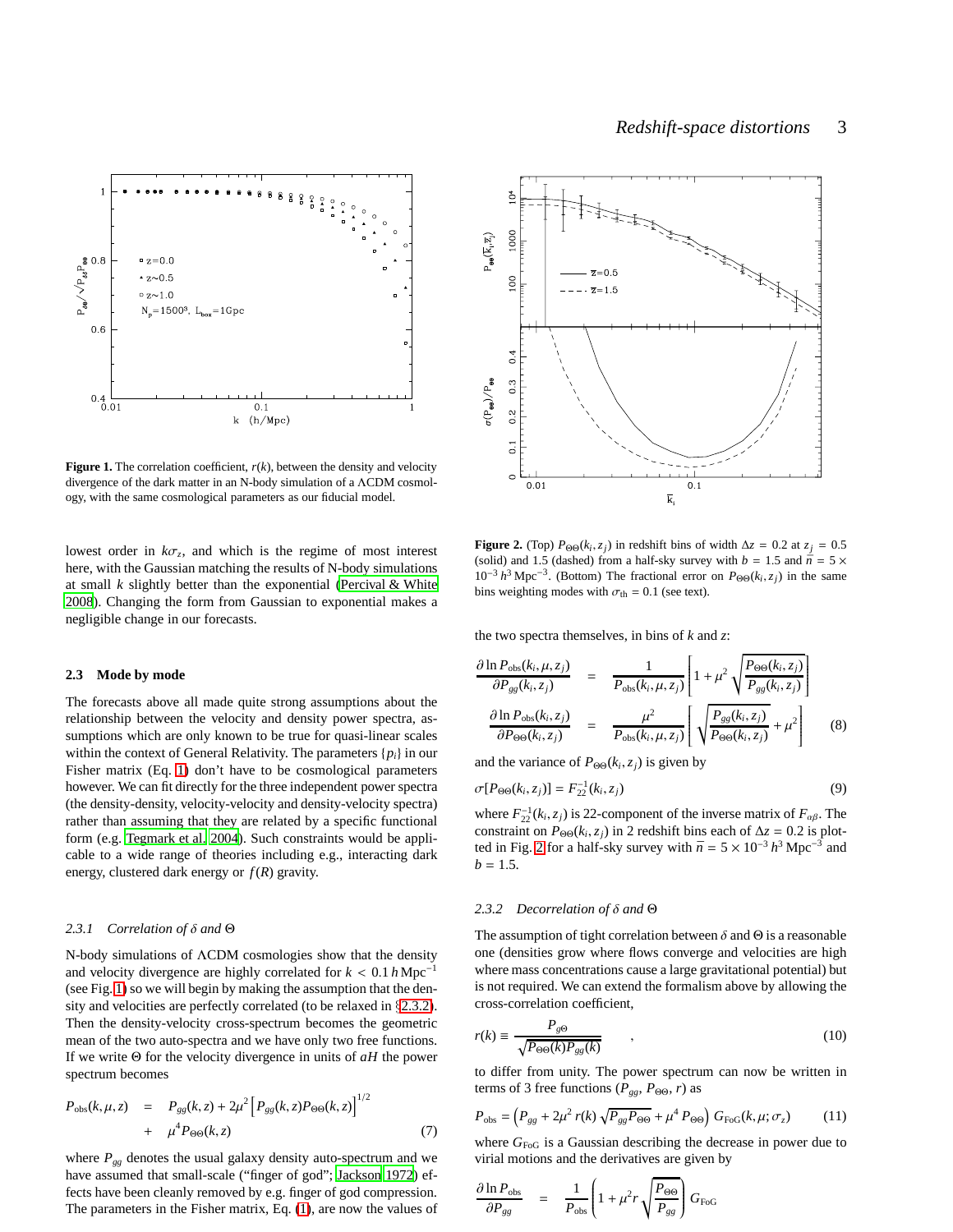**Figure 1.** The correlation coefficient, $r(k)$, between the density and velocity divergence of the dark matter in an N-body simulation of a ΛCDM cosmology, with the same cosmological parameters as our fiducial model.

lowest order in $k\sigma_z$, and which is the regime of most interest here, with the Gaussian matching the results of N-body simulations at small $k$ slightly better than the exponential (Percival & White 2008). Changing the form from Gaussian to exponential makes a negligible change in our forecasts.

### 2.3 Mode by mode

The forecasts above all made quite strong assumptions about the relationship between the velocity and density power spectra, assumptions which are only known to be true for quasi-linear scales within the context of General Relativity. The parameters $\{p_i\}$ in our Fisher matrix (Eq. 1) don't have to be cosmological parameters however. We can fit directly for the three independent power spectra (the density-density, velocity-velocity and density-velocity spectra) rather than assuming that they are related by a specific functional form (e.g. Tegmark et al. 2004). Such constraints would be applicable to a wide range of theories including e.g., interacting dark energy, clustered dark energy or $f(R)$ gravity.

#### 2.3.1 *Correlation of δ and Θ*

N-body simulations of ΛCDM cosmologies show that the density and velocity divergence are highly correlated for $k < 0.1\,h\,\mathrm{Mpc}^{-1}$ (see Fig. 1) so we will begin by making the assumption that the density and velocities are perfectly correlated (to be relaxed in §2.3.2). Then the density-velocity cross-spectrum becomes the geometric mean of the two auto-spectra and we have only two free functions. If we write Θ for the velocity divergence in units of $aH$ the power spectrum becomes

$$P_{\rm obs}(k,\mu,z) = P_{gg}(k,z) + 2\mu^2\left[P_{gg}(k,z)P_{\Theta\Theta}(k,z)\right]^{1/2} + \mu^4 P_{\Theta\Theta}(k,z) \tag{7}$$

where $P_{gg}$ denotes the usual galaxy density auto-spectrum and we have assumed that small-scale ("finger of god"; Jackson 1972) effects have been cleanly removed by e.g. finger of god compression. The parameters in the Fisher matrix, Eq. (1), are now the values of the two spectra themselves, in bins of $k$ and $z$:

$$\begin{aligned}
\frac{\partial \ln P_{\rm obs}(k_i,\mu,z_j)}{\partial P_{gg}(k_i,z_j)} &= \frac{1}{P_{\rm obs}(k_i,\mu,z_j)}\left[1+\mu^2\sqrt{\frac{P_{\Theta\Theta}(k_i,z_j)}{P_{gg}(k_i,z_j)}}\right] \\
\frac{\partial \ln P_{\rm obs}(k_i,z_j)}{\partial P_{\Theta\Theta}(k_i,z_j)} &= \frac{\mu^2}{P_{\rm obs}(k_i,\mu,z_j)}\left[\sqrt{\frac{P_{gg}(k_i,z_j)}{P_{\Theta\Theta}(k_i,z_j)}}+\mu^2\right]
\end{aligned} \tag{8}$$

and the variance of $P_{\Theta\Theta}(k_i,z_j)$ is given by

$$\sigma[P_{\Theta\Theta}(k_i,z_j)] = F^{-1}_{22}(k_i,z_j) \tag{9}$$

where $F^{-1}_{22}(k_i,z_j)$ is 22-component of the inverse matrix of $F_{\alpha\beta}$. The constraint on $P_{\Theta\Theta}(k_i,z_j)$ in 2 redshift bins each of $\Delta z = 0.2$ is plotted in Fig. 2 for a half-sky survey with $\bar{n} = 5\times10^{-3}\,h^3\,\mathrm{Mpc}^{-3}$ and $b = 1.5$.

**Figure 2.** (Top) $P_{\Theta\Theta}(k_i,z_j)$ in redshift bins of width $\Delta z = 0.2$ at $z_j = 0.5$ (solid) and 1.5 (dashed) from a half-sky survey with $b = 1.5$ and $\bar{n} = 5\times10^{-3}\,h^3\,\mathrm{Mpc}^{-3}$. (Bottom) The fractional error on $P_{\Theta\Theta}(k_i,z_j)$ in the same bins weighting modes with $\sigma_{\rm th} = 0.1$ (see text).

#### 2.3.2 *Decorrelation of δ and Θ*

The assumption of tight correlation between δ and Θ is a reasonable one (densities grow where flows converge and velocities are high where mass concentrations cause a large gravitational potential) but is not required. We can extend the formalism above by allowing the cross-correlation coefficient,

$$r(k) \equiv \frac{P_{g\Theta}}{\sqrt{P_{\Theta\Theta}(k)P_{gg}(k)}} \quad , \tag{10}$$

to differ from unity. The power spectrum can now be written in terms of 3 free functions ($P_{gg}$, $P_{\Theta\Theta}$, $r$) as

$$P_{\rm obs} = \left(P_{gg} + 2\mu^2\, r(k)\sqrt{P_{gg}P_{\Theta\Theta}} + \mu^4 P_{\Theta\Theta}\right) G_{\rm FoG}(k,\mu;\sigma_z) \tag{11}$$

where $G_{\rm FoG}$ is a Gaussian describing the decrease in power due to virial motions and the derivatives are given by

$$\frac{\partial \ln P_{\rm obs}}{\partial P_{gg}} = \frac{1}{P_{\rm obs}}\left(1+\mu^2 r\sqrt{\frac{P_{\Theta\Theta}}{P_{gg}}}\right)G_{\rm FoG}$$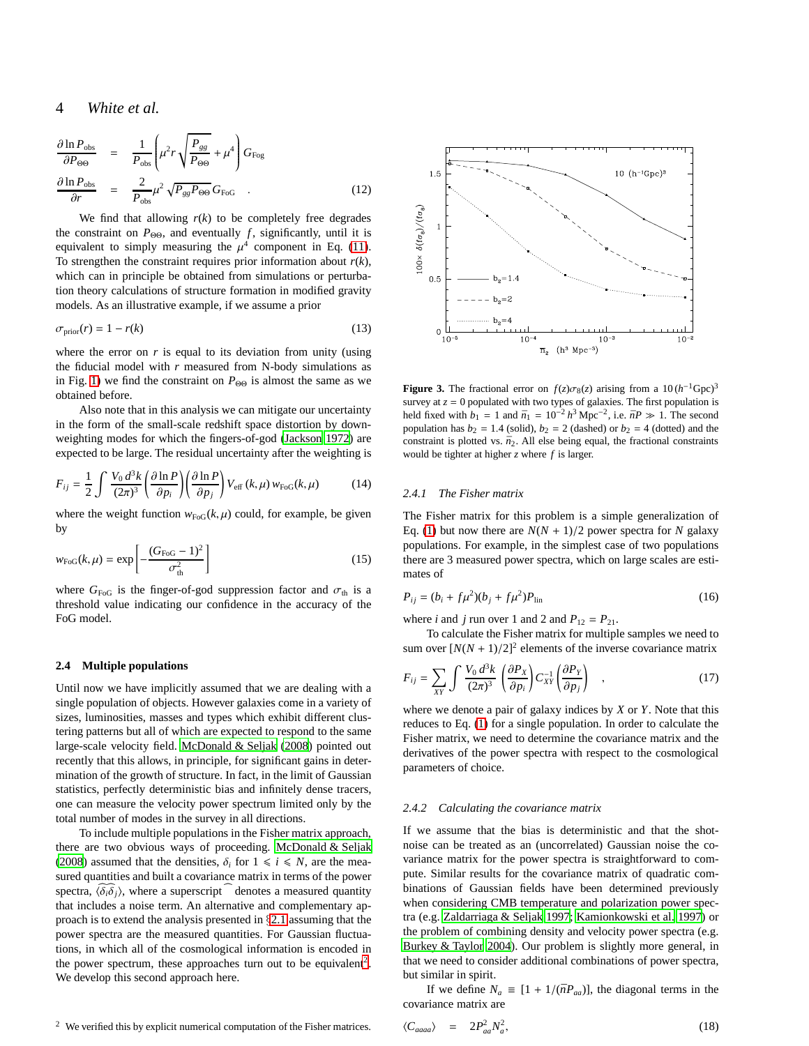$$\frac{\partial \ln P_{\rm obs}}{\partial P_{\Theta\Theta}} = \frac{1}{P_{\rm obs}}\left(\mu^2 r\sqrt{\frac{P_{gg}}{P_{\Theta\Theta}}} + \mu^4\right) G_{\rm Fog}$$

$$\frac{\partial \ln P_{\rm obs}}{\partial r} = \frac{2}{P_{\rm obs}}\mu^2\sqrt{P_{gg}P_{\Theta\Theta}}\, G_{\rm FoG} \quad . \tag{12}$$

We find that allowing $r(k)$ to be completely free degrades the constraint on $P_{\Theta\Theta}$, and eventually $f$, significantly, until it is equivalent to simply measuring the $\mu^4$ component in Eq. (11). To strengthen the constraint requires prior information about $r(k)$, which can in principle be obtained from simulations or perturbation theory calculations of structure formation in modified gravity models. As an illustrative example, if we assume a prior

$$\sigma_{\rm prior}(r) = 1 - r(k) \tag{13}$$

where the error on $r$ is equal to its deviation from unity (using the fiducial model with $r$ measured from N-body simulations as in Fig. 1) we find the constraint on $P_{\Theta\Theta}$ is almost the same as we obtained before.

Also note that in this analysis we can mitigate our uncertainty in the form of the small-scale redshift space distortion by downweighting modes for which the fingers-of-god (Jackson 1972) are expected to be large. The residual uncertainty after the weighting is

$$F_{ij} = \frac{1}{2}\int \frac{V_0\, d^3k}{(2\pi)^3}\left(\frac{\partial \ln P}{\partial p_i}\right)\left(\frac{\partial \ln P}{\partial p_j}\right) V_{\rm eff}\,(k,\mu)\, w_{\rm FoG}(k,\mu) \tag{14}$$

where the weight function $w_{\rm FoG}(k,\mu)$ could, for example, be given by

$$w_{\rm FoG}(k,\mu) = \exp\left[-\frac{(G_{\rm FoG}-1)^2}{\sigma_{\rm th}^2}\right] \tag{15}$$

where $G_{\rm FoG}$ is the finger-of-god suppression factor and $\sigma_{\rm th}$ is a threshold value indicating our confidence in the accuracy of the FoG model.

### 2.4 Multiple populations

Until now we have implicitly assumed that we are dealing with a single population of objects. However galaxies come in a variety of sizes, luminosities, masses and types which exhibit different clustering patterns but all of which are expected to respond to the same large-scale velocity field. McDonald & Seljak (2008) pointed out recently that this allows, in principle, for significant gains in determination of the growth of structure. In fact, in the limit of Gaussian statistics, perfectly deterministic bias and infinitely dense tracers, one can measure the velocity power spectrum limited only by the total number of modes in the survey in all directions.

To include multiple populations in the Fisher matrix approach, there are two obvious ways of proceeding. McDonald & Seljak (2008) assumed that the densities, $\delta_i$ for $1 \leqslant i \leqslant N$, are the measured quantities and built a covariance matrix in terms of the power spectra, $\langle\widehat{\delta_i}\widehat{\delta_j}\rangle$, where a superscript $\widehat{}$ denotes a measured quantity that includes a noise term. An alternative and complementary approach is to extend the analysis presented in §2.1 assuming that the power spectra are the measured quantities. For Gaussian fluctuations, in which all of the cosmological information is encoded in the power spectrum, these approaches turn out to be equivalent[2]. We develop this second approach here.

[2] We verified this by explicit numerical computation of the Fisher matrices.

**Figure 3.** The fractional error on $f(z)\sigma_8(z)$ arising from a $10\,(h^{-1}{\rm Gpc})^3$ survey at $z=0$ populated with two types of galaxies. The first population is held fixed with $b_1 = 1$ and $\bar{n}_1 = 10^{-2}\,h^3\,{\rm Mpc}^{-2}$, i.e. $\bar{n}P \gg 1$. The second population has $b_2 = 1.4$ (solid), $b_2 = 2$ (dashed) or $b_2 = 4$ (dotted) and the constraint is plotted vs. $\bar{n}_2$. All else being equal, the fractional constraints would be tighter at higher $z$ where $f$ is larger.

#### 2.4.1 The Fisher matrix

The Fisher matrix for this problem is a simple generalization of Eq. (1) but now there are $N(N+1)/2$ power spectra for $N$ galaxy populations. For example, in the simplest case of two populations there are 3 measured power spectra, which on large scales are estimates of

$$P_{ij} = (b_i + f\mu^2)(b_j + f\mu^2)P_{\rm lin} \tag{16}$$

where $i$ and $j$ run over 1 and 2 and $P_{12} = P_{21}$.

To calculate the Fisher matrix for multiple samples we need to sum over $[N(N+1)/2]^2$ elements of the inverse covariance matrix

$$F_{ij} = \sum_{XY}\int \frac{V_0\, d^3k}{(2\pi)^3}\left(\frac{\partial P_X}{\partial p_i}\right) C_{XY}^{-1}\left(\frac{\partial P_Y}{\partial p_j}\right) \quad , \tag{17}$$

where we denote a pair of galaxy indices by $X$ or $Y$. Note that this reduces to Eq. (1) for a single population. In order to calculate the Fisher matrix, we need to determine the covariance matrix and the derivatives of the power spectra with respect to the cosmological parameters of choice.

#### 2.4.2 Calculating the covariance matrix

If we assume that the bias is deterministic and that the shot-noise can be treated as an (uncorrelated) Gaussian noise the covariance matrix for the power spectra is straightforward to compute. Similar results for the covariance matrix of quadratic combinations of Gaussian fields have been determined previously when considering CMB temperature and polarization power spectra (e.g. Zaldarriaga & Seljak 1997; Kamionkowski et al. 1997) or the problem of combining density and velocity power spectra (e.g. Burkey & Taylor 2004). Our problem is slightly more general, in that we need to consider additional combinations of power spectra, but similar in spirit.

If we define $N_a \equiv [1 + 1/(\bar{n}P_{aa})]$, the diagonal terms in the covariance matrix are

$$\langle C_{aaaa}\rangle = 2P_{aa}^2 N_a^2, \tag{18}$$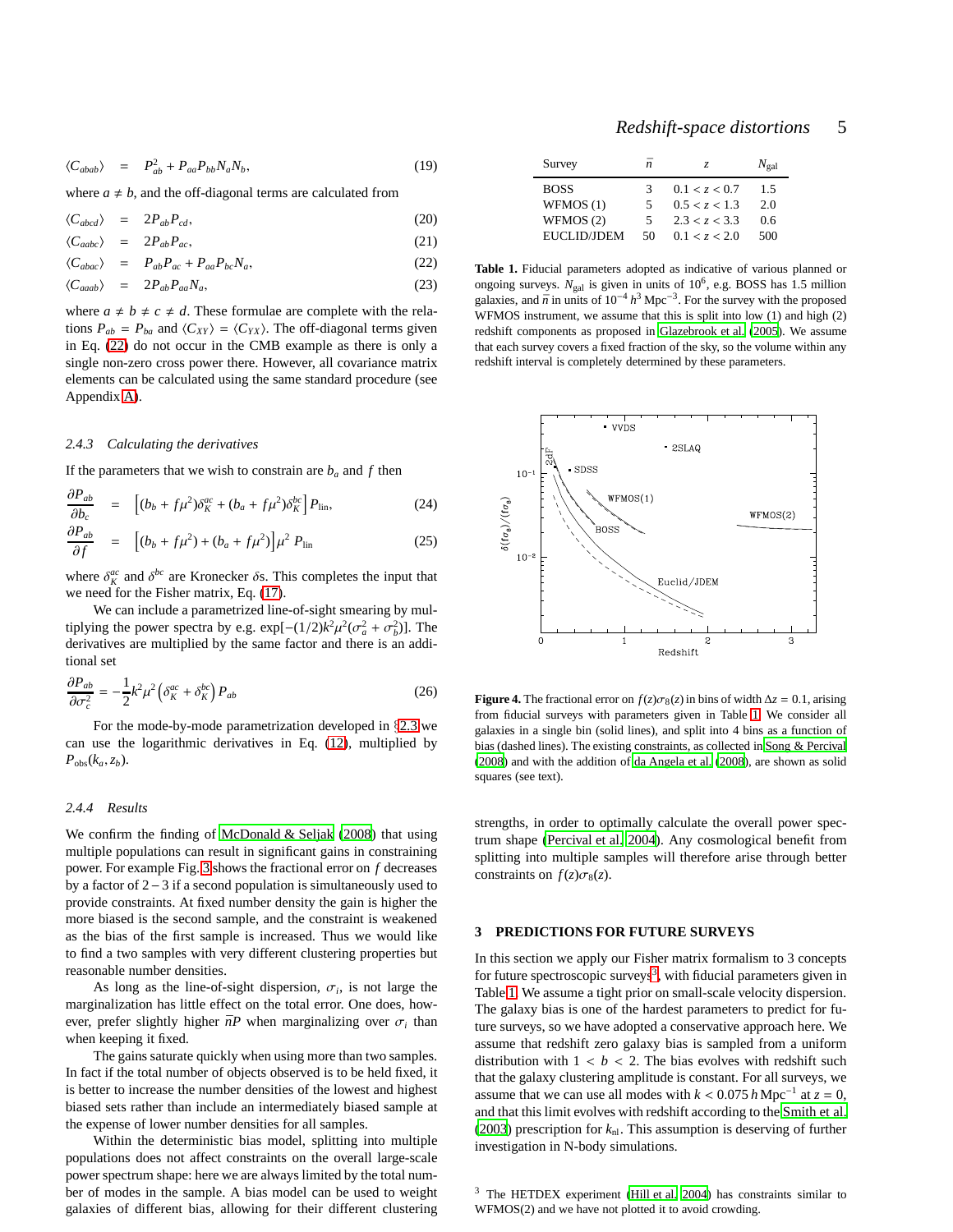$$\langle C_{abab} \rangle = P_{ab}^2 + P_{aa}P_{bb}N_aN_b, \tag{19}$$

where $a \neq b$, and the off-diagonal terms are calculated from

$$\langle C_{abcd} \rangle = 2P_{ab}P_{cd}, \tag{20}$$
$$\langle C_{aabc} \rangle = 2P_{ab}P_{ac}, \tag{21}$$
$$\langle C_{abac} \rangle = P_{ab}P_{ac} + P_{aa}P_{bc}N_a, \tag{22}$$
$$\langle C_{aaab} \rangle = 2P_{ab}P_{aa}N_a, \tag{23}$$

where $a \neq b \neq c \neq d$. These formulae are complete with the relations $P_{ab} = P_{ba}$ and $\langle C_{XY} \rangle = \langle C_{YX} \rangle$. The off-diagonal terms given in Eq. (22) do not occur in the CMB example as there is only a single non-zero cross power there. However, all covariance matrix elements can be calculated using the same standard procedure (see Appendix A).

#### 2.4.3 Calculating the derivatives

If the parameters that we wish to constrain are $b_a$ and $f$ then

$$\frac{\partial P_{ab}}{\partial b_c} = \left[(b_b + f\mu^2)\delta_K^{ac} + (b_a + f\mu^2)\delta_K^{bc}\right] P_{\rm lin}, \tag{24}$$
$$\frac{\partial P_{ab}}{\partial f} = \left[(b_b + f\mu^2) + (b_a + f\mu^2)\right]\mu^2 \, P_{\rm lin} \tag{25}$$

where $\delta_K^{ac}$ and $\delta_K^{bc}$ are Kronecker $\delta$s. This completes the input that we need for the Fisher matrix, Eq. (17).

We can include a parametrized line-of-sight smearing by multiplying the power spectra by e.g. $\exp[-(1/2)k^2\mu^2(\sigma_a^2 + \sigma_b^2)]$. The derivatives are multiplied by the same factor and there is an additional set

$$\frac{\partial P_{ab}}{\partial \sigma_c^2} = -\frac{1}{2}k^2\mu^2\left(\delta_K^{ac} + \delta_K^{bc}\right)P_{ab} \tag{26}$$

For the mode-by-mode parametrization developed in §2.3 we can use the logarithmic derivatives in Eq. (12), multiplied by $P_{\rm obs}(k_a, z_b)$.

#### 2.4.4 Results

We confirm the finding of McDonald & Seljak (2008) that using multiple populations can result in significant gains in constraining power. For example Fig. 3 shows the fractional error on $f$ decreases by a factor of $2-3$ if a second population is simultaneously used to provide constraints. At fixed number density the gain is higher the more biased is the second sample, and the constraint is weakened as the bias of the first sample is increased. Thus we would like to find a two samples with very different clustering properties but reasonable number densities.

As long as the line-of-sight dispersion, $\sigma_i$, is not large the marginalization has little effect on the total error. One does, however, prefer slightly higher $\bar{n}P$ when marginalizing over $\sigma_i$ than when keeping it fixed.

The gains saturate quickly when using more than two samples. In fact if the total number of objects observed is to be held fixed, it is better to increase the number densities of the lowest and highest biased sets rather than include an intermediately biased sample at the expense of lower number densities for all samples.

Within the deterministic bias model, splitting into multiple populations does not affect constraints on the overall large-scale power spectrum shape: here we are always limited by the total number of modes in the sample. A bias model can be used to weight galaxies of different bias, allowing for their different clustering strengths, in order to optimally calculate the overall power spectrum shape (Percival et al. 2004). Any cosmological benefit from splitting into multiple samples will therefore arise through better constraints on $f(z)\sigma_8(z)$.

| Survey | $\bar{n}$ | $z$ | $N_{\rm gal}$ |
|---|---|---|---|
| BOSS | 3 | $0.1 < z < 0.7$ | 1.5 |
| WFMOS (1) | 5 | $0.5 < z < 1.3$ | 2.0 |
| WFMOS (2) | 5 | $2.3 < z < 3.3$ | 0.6 |
| EUCLID/JDEM | 50 | $0.1 < z < 2.0$ | 500 |

**Table 1.** Fiducial parameters adopted as indicative of various planned or ongoing surveys. $N_{\rm gal}$ is given in units of $10^6$, e.g. BOSS has 1.5 million galaxies, and $\bar{n}$ in units of $10^{-4}\,h^3\,{\rm Mpc}^{-3}$. For the survey with the proposed WFMOS instrument, we assume that this is split into low (1) and high (2) redshift components as proposed in Glazebrook et al. (2005). We assume that each survey covers a fixed fraction of the sky, so the volume within any redshift interval is completely determined by these parameters.

**Figure 4.** The fractional error on $f(z)\sigma_8(z)$ in bins of width $\Delta z = 0.1$, arising from fiducial surveys with parameters given in Table 1. We consider all galaxies in a single bin (solid lines), and split into 4 bins as a function of bias (dashed lines). The existing constraints, as collected in Song & Percival (2008) and with the addition of da Angela et al. (2008), are shown as solid squares (see text).

## 3 PREDICTIONS FOR FUTURE SURVEYS

In this section we apply our Fisher matrix formalism to 3 concepts for future spectroscopic surveys[3], with fiducial parameters given in Table 1. We assume a tight prior on small-scale velocity dispersion. The galaxy bias is one of the hardest parameters to predict for future surveys, so we have adopted a conservative approach here. We assume that redshift zero galaxy bias is sampled from a uniform distribution with $1 < b < 2$. The bias evolves with redshift such that the galaxy clustering amplitude is constant. For all surveys, we assume that we can use all modes with $k < 0.075\,h\,{\rm Mpc}^{-1}$ at $z = 0$, and that this limit evolves with redshift according to the Smith et al. (2003) prescription for $k_{\rm nl}$. This assumption is deserving of further investigation in N-body simulations.

[3] The HETDEX experiment (Hill et al. 2004) has constraints similar to WFMOS(2) and we have not plotted it to avoid crowding.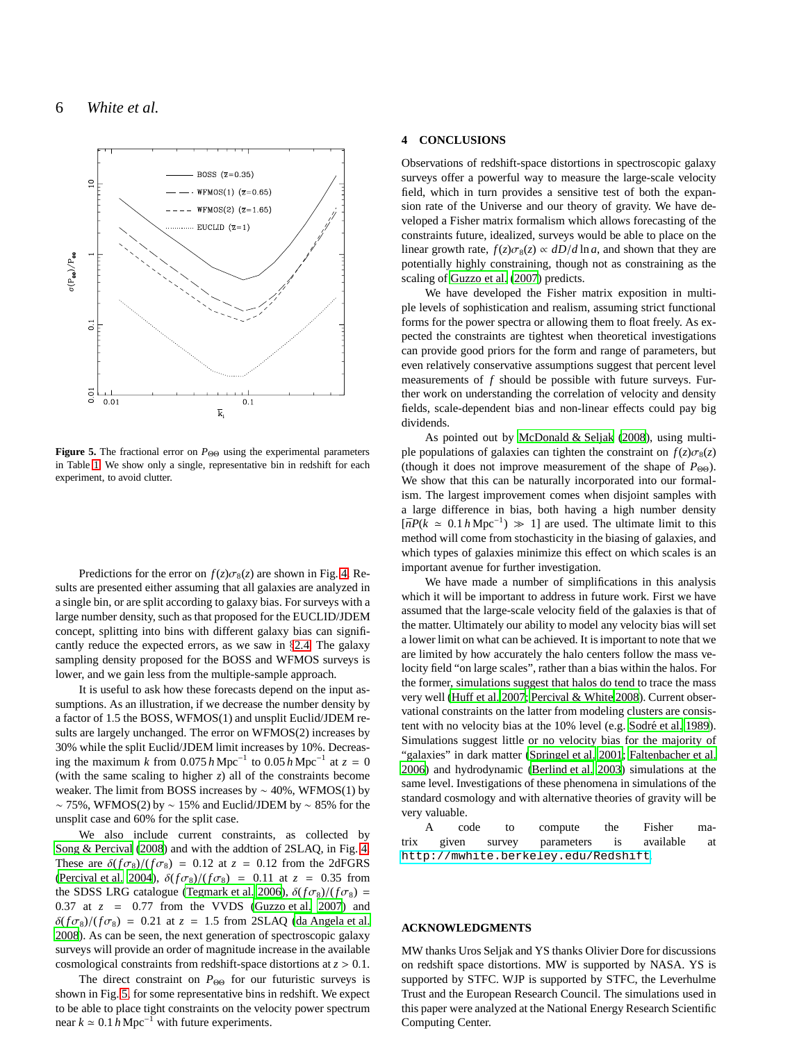**Figure 5.** The fractional error on $P_{\Theta\Theta}$ using the experimental parameters in Table 1. We show only a single, representative bin in redshift for each experiment, to avoid clutter.

Predictions for the error on $f(z)\sigma_8(z)$ are shown in Fig. 4. Results are presented either assuming that all galaxies are analyzed in a single bin, or are split according to galaxy bias. For surveys with a large number density, such as that proposed for the EUCLID/JDEM concept, splitting into bins with different galaxy bias can significantly reduce the expected errors, as we saw in §2.4. The galaxy sampling density proposed for the BOSS and WFMOS surveys is lower, and we gain less from the multiple-sample approach.

It is useful to ask how these forecasts depend on the input assumptions. As an illustration, if we decrease the number density by a factor of 1.5 the BOSS, WFMOS(1) and unsplit Euclid/JDEM results are largely unchanged. The error on WFMOS(2) increases by 30% while the split Euclid/JDEM limit increases by 10%. Decreasing the maximum $k$ from $0.075\,h\,\mathrm{Mpc}^{-1}$ to $0.05\,h\,\mathrm{Mpc}^{-1}$ at $z = 0$ (with the same scaling to higher $z$) all of the constraints become weaker. The limit from BOSS increases by $\sim 40\%$, WFMOS(1) by $\sim 75\%$, WFMOS(2) by $\sim 15\%$ and Euclid/JDEM by $\sim 85\%$ for the unsplit case and 60% for the split case.

We also include current constraints, as collected by Song & Percival (2008) and with the addtion of 2SLAQ, in Fig. 4. These are $\delta(f\sigma_8)/(f\sigma_8) = 0.12$ at $z = 0.12$ from the 2dFGRS (Percival et al. 2004), $\delta(f\sigma_8)/(f\sigma_8) = 0.11$ at $z = 0.35$ from the SDSS LRG catalogue (Tegmark et al. 2006), $\delta(f\sigma_8)/(f\sigma_8) = 0.37$ at $z = 0.77$ from the VVDS (Guzzo et al. 2007) and $\delta(f\sigma_8)/(f\sigma_8) = 0.21$ at $z = 1.5$ from 2SLAQ (da Angela et al. 2008). As can be seen, the next generation of spectroscopic galaxy surveys will provide an order of magnitude increase in the available cosmological constraints from redshift-space distortions at $z > 0.1$.

The direct constraint on $P_{\Theta\Theta}$ for our futuristic surveys is shown in Fig. 5, for some representative bins in redshift. We expect to be able to place tight constraints on the velocity power spectrum near $k \simeq 0.1\,h\,\mathrm{Mpc}^{-1}$ with future experiments.

## 4 CONCLUSIONS

Observations of redshift-space distortions in spectroscopic galaxy surveys offer a powerful way to measure the large-scale velocity field, which in turn provides a sensitive test of both the expansion rate of the Universe and our theory of gravity. We have developed a Fisher matrix formalism which allows forecasting of the constraints future, idealized, surveys would be able to place on the linear growth rate, $f(z)\sigma_8(z) \propto dD/d\ln a$, and shown that they are potentially highly constraining, though not as constraining as the scaling of Guzzo et al. (2007) predicts.

We have developed the Fisher matrix exposition in multiple levels of sophistication and realism, assuming strict functional forms for the power spectra or allowing them to float freely. As expected the constraints are tightest when theoretical investigations can provide good priors for the form and range of parameters, but even relatively conservative assumptions suggest that percent level measurements of $f$ should be possible with future surveys. Further work on understanding the correlation of velocity and density fields, scale-dependent bias and non-linear effects could pay big dividends.

As pointed out by McDonald & Seljak (2008), using multiple populations of galaxies can tighten the constraint on $f(z)\sigma_8(z)$ (though it does not improve measurement of the shape of $P_{\Theta\Theta}$). We show that this can be naturally incorporated into our formalism. The largest improvement comes when disjoint samples with a large difference in bias, both having a high number density $[\bar{n}P(k \simeq 0.1\,h\,\mathrm{Mpc}^{-1}) \gg 1]$ are used. The ultimate limit to this method will come from stochasticity in the biasing of galaxies, and which types of galaxies minimize this effect on which scales is an important avenue for further investigation.

We have made a number of simplifications in this analysis which it will be important to address in future work. First we have assumed that the large-scale velocity field of the galaxies is that of the matter. Ultimately our ability to model any velocity bias will set a lower limit on what can be achieved. It is important to note that we are limited by how accurately the halo centers follow the mass velocity field "on large scales", rather than a bias within the halos. For the former, simulations suggest that halos do tend to trace the mass very well (Huff et al. 2007; Percival & White 2008). Current observational constraints on the latter from modeling clusters are consistent with no velocity bias at the 10% level (e.g. Sodré et al. 1989). Simulations suggest little or no velocity bias for the majority of "galaxies" in dark matter (Springel et al. 2001; Faltenbacher et al. 2006) and hydrodynamic (Berlind et al. 2003) simulations at the same level. Investigations of these phenomena in simulations of the standard cosmology and with alternative theories of gravity will be very valuable.

A code to compute the Fisher matrix given survey parameters is available at `http://mwhite.berkeley.edu/Redshift`

## ACKNOWLEDGMENTS

MW thanks Uros Seljak and YS thanks Olivier Dore for discussions on redshift space distortions. MW is supported by NASA. YS is supported by STFC. WJP is supported by STFC, the Leverhulme Trust and the European Research Council. The simulations used in this paper were analyzed at the National Energy Research Scientific Computing Center.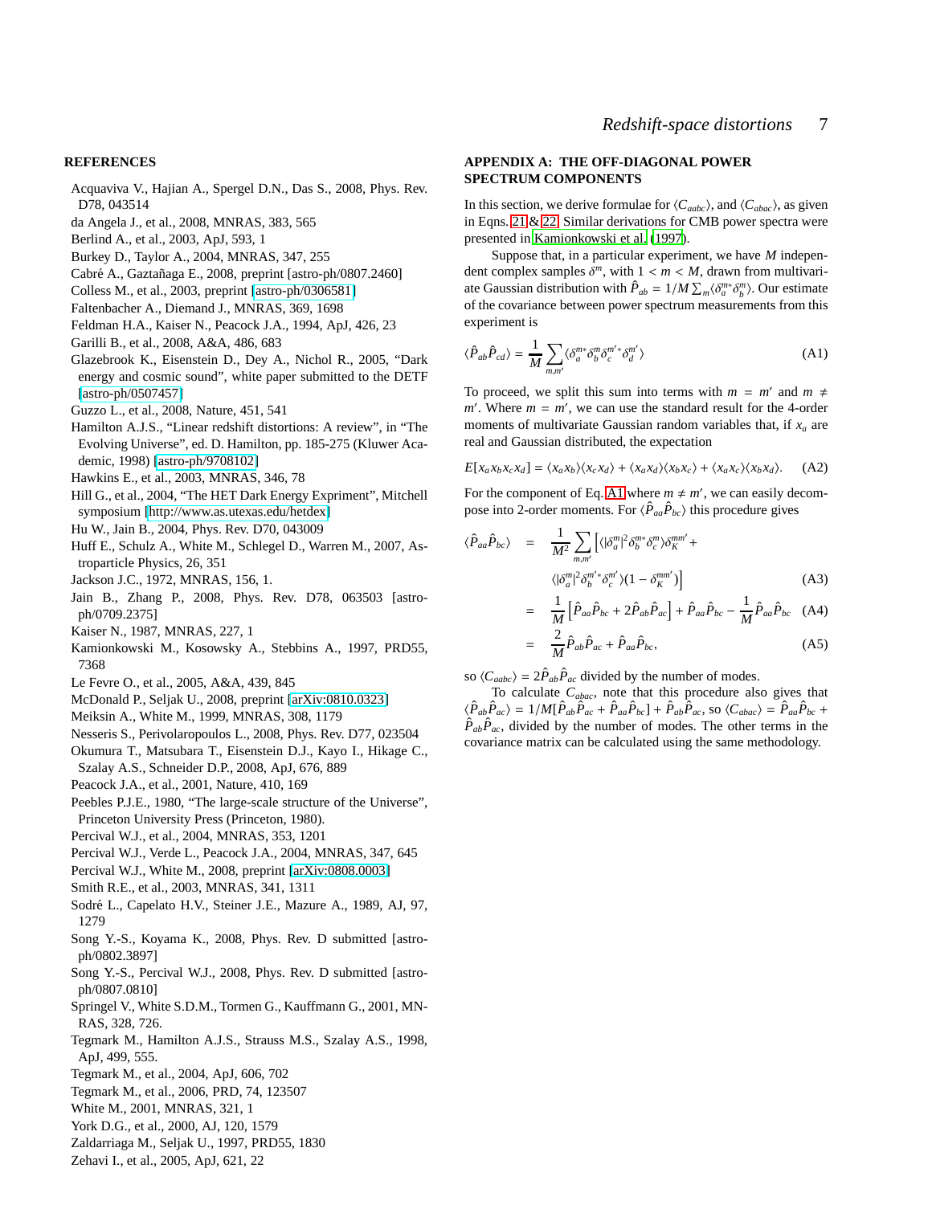## REFERENCES

Acquaviva V., Hajian A., Spergel D.N., Das S., 2008, Phys. Rev. D78, 043514

da Angela J., et al., 2008, MNRAS, 383, 565

Berlind A., et al., 2003, ApJ, 593, 1

Burkey D., Taylor A., 2004, MNRAS, 347, 255

Cabré A., Gaztañaga E., 2008, preprint [astro-ph/0807.2460]

Colless M., et al., 2003, preprint [astro-ph/0306581]

Faltenbacher A., Diemand J., MNRAS, 369, 1698

Feldman H.A., Kaiser N., Peacock J.A., 1994, ApJ, 426, 23

Garilli B., et al., 2008, A&A, 486, 683

Glazebrook K., Eisenstein D., Dey A., Nichol R., 2005, "Dark energy and cosmic sound", white paper submitted to the DETF [astro-ph/0507457]

Guzzo L., et al., 2008, Nature, 451, 541

Hamilton A.J.S., "Linear redshift distortions: A review", in "The Evolving Universe", ed. D. Hamilton, pp. 185-275 (Kluwer Academic, 1998) [astro-ph/9708102]

Hawkins E., et al., 2003, MNRAS, 346, 78

Hill G., et al., 2004, "The HET Dark Energy Expriment", Mitchell symposium [http://www.as.utexas.edu/hetdex]

Hu W., Jain B., 2004, Phys. Rev. D70, 043009

Huff E., Schulz A., White M., Schlegel D., Warren M., 2007, Astroparticle Physics, 26, 351

Jackson J.C., 1972, MNRAS, 156, 1.

Jain B., Zhang P., 2008, Phys. Rev. D78, 063503 [astro-ph/0709.2375]

Kaiser N., 1987, MNRAS, 227, 1

Kamionkowski M., Kosowsky A., Stebbins A., 1997, PRD55, 7368

Le Fevre O., et al., 2005, A&A, 439, 845

McDonald P., Seljak U., 2008, preprint [arXiv:0810.0323]

Meiksin A., White M., 1999, MNRAS, 308, 1179

Nesseris S., Perivolaropoulos L., 2008, Phys. Rev. D77, 023504

Okumura T., Matsubara T., Eisenstein D.J., Kayo I., Hikage C., Szalay A.S., Schneider D.P., 2008, ApJ, 676, 889

Peacock J.A., et al., 2001, Nature, 410, 169

Peebles P.J.E., 1980, "The large-scale structure of the Universe", Princeton University Press (Princeton, 1980).

Percival W.J., et al., 2004, MNRAS, 353, 1201

Percival W.J., Verde L., Peacock J.A., 2004, MNRAS, 347, 645

Percival W.J., White M., 2008, preprint [arXiv:0808.0003]

Smith R.E., et al., 2003, MNRAS, 341, 1311

Sodré L., Capelato H.V., Steiner J.E., Mazure A., 1989, AJ, 97, 1279

Song Y.-S., Koyama K., 2008, Phys. Rev. D submitted [astro-ph/0802.3897]

Song Y.-S., Percival W.J., 2008, Phys. Rev. D submitted [astro-ph/0807.0810]

Springel V., White S.D.M., Tormen G., Kauffmann G., 2001, MNRAS, 328, 726.

Tegmark M., Hamilton A.J.S., Strauss M.S., Szalay A.S., 1998, ApJ, 499, 555.

Tegmark M., et al., 2004, ApJ, 606, 702

Tegmark M., et al., 2006, PRD, 74, 123507

White M., 2001, MNRAS, 321, 1

York D.G., et al., 2000, AJ, 120, 1579

Zaldarriaga M., Seljak U., 1997, PRD55, 1830

Zehavi I., et al., 2005, ApJ, 621, 22

## APPENDIX A: THE OFF-DIAGONAL POWER SPECTRUM COMPONENTS

In this section, we derive formulae for $\langle C_{aabc}\rangle$, and $\langle C_{abac}\rangle$, as given in Eqns. 21 & 22. Similar derivations for CMB power spectra were presented in Kamionkowski et al. (1997).

Suppose that, in a particular experiment, we have $M$ independent complex samples $\delta^m$, with $1 < m < M$, drawn from multivariate Gaussian distribution with $\hat{P}_{ab} = 1/M \sum_m \langle \delta_a^{m*} \delta_b^m \rangle$. Our estimate of the covariance between power spectrum measurements from this experiment is

$$\langle \hat{P}_{ab} \hat{P}_{cd} \rangle = \frac{1}{M} \sum_{m,m'} \langle \delta_a^{m*} \delta_b^m \delta_c^{m'*} \delta_d^{m'} \rangle \tag{A1}$$

To proceed, we split this sum into terms with $m = m'$ and $m \neq m'$. Where $m = m'$, we can use the standard result for the 4-order moments of multivariate Gaussian random variables that, if $x_a$ are real and Gaussian distributed, the expectation

$$E[x_a x_b x_c x_d] = \langle x_a x_b \rangle \langle x_c x_d \rangle + \langle x_a x_d \rangle \langle x_b x_c \rangle + \langle x_a x_c \rangle \langle x_b x_d \rangle. \tag{A2}$$

For the component of Eq. A1 where $m \neq m'$, we can easily decompose into 2-order moments. For $\langle \hat{P}_{aa} \hat{P}_{bc} \rangle$ this procedure gives

$$\begin{aligned}
\langle \hat{P}_{aa} \hat{P}_{bc} \rangle &= \frac{1}{M^2} \sum_{m,m'} \Big[ \langle |\delta_a^m|^2 \delta_b^{m*} \delta_c^m \rangle \delta_K^{mm'} + \\
&\qquad \langle |\delta_a^m|^2 \delta_b^{m'*} \delta_c^{m'} \rangle (1 - \delta_K^{mm'}) \Big] & \text{(A3)} \\
&= \frac{1}{M} \left[ \hat{P}_{aa} \hat{P}_{bc} + 2 \hat{P}_{ab} \hat{P}_{ac} \right] + \hat{P}_{aa} \hat{P}_{bc} - \frac{1}{M} \hat{P}_{aa} \hat{P}_{bc} & \text{(A4)} \\
&= \frac{2}{M} \hat{P}_{ab} \hat{P}_{ac} + \hat{P}_{aa} \hat{P}_{bc}, & \text{(A5)}
\end{aligned}$$

so $\langle C_{aabc} \rangle = 2 \hat{P}_{ab} \hat{P}_{ac}$ divided by the number of modes.

To calculate $C_{abac}$, note that this procedure also gives that $\langle \hat{P}_{ab} \hat{P}_{ac} \rangle = 1/M[\hat{P}_{ab} \hat{P}_{ac} + \hat{P}_{aa} \hat{P}_{bc}] + \hat{P}_{ab} \hat{P}_{ac}$, so $\langle C_{abac} \rangle = \hat{P}_{aa} \hat{P}_{bc} + \hat{P}_{ab} \hat{P}_{ac}$, divided by the number of modes. The other terms in the covariance matrix can be calculated using the same methodology.